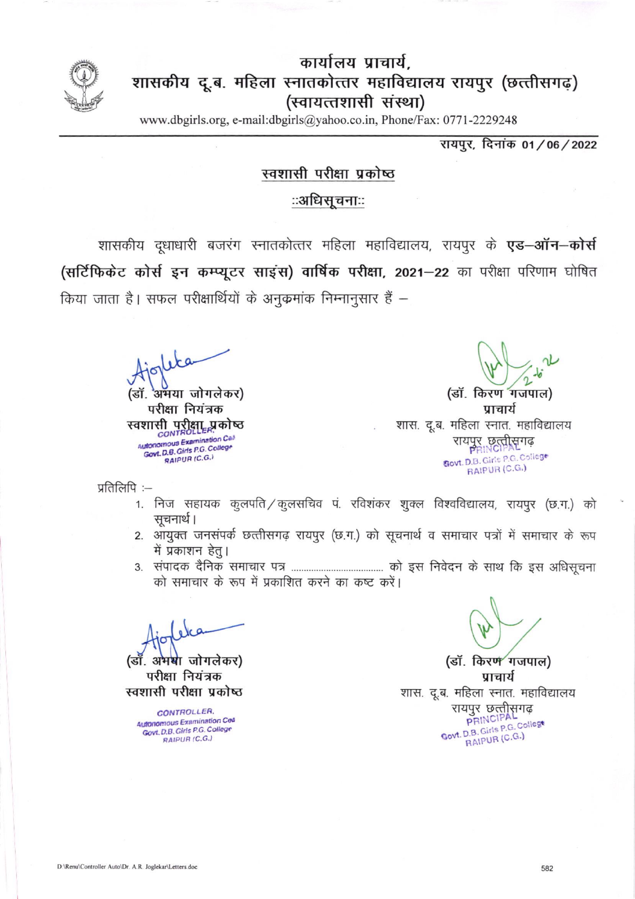# कार्यालय प्राचार्य,
# शासकीय दू.ब. महिला स्नातकोत्तर महाविद्यालय रायपुर (छत्तीसगढ़)
## (स्वायत्तशासी संस्था)

www.dbgirls.org, e-mail:dbgirls@yahoo.co.in, Phone/Fax: 0771-2229248

रायपुर, दिनांक 01/06/2022

## स्वशासी परीक्षा प्रकोष्ठ

### ::अधिसूचना::

शासकीय दूधाधारी बजरंग स्नातकोत्तर महिला महाविद्यालय, रायपुर के **एड–ऑन–कोर्स (सर्टिफिकेट कोर्स इन कम्प्यूटर साइंस) वार्षिक परीक्षा, 2021–22** का परीक्षा परिणाम घोषित किया जाता है। सफल परीक्षार्थियों के अनुक्रमांक निम्नानुसार हैं –

(डॉ. अमया जोगलेकर)
परीक्षा नियंत्रक
स्वशासी परीक्षा प्रकोष्ठ
CONTROLLER,
Autonomous Examination Cell
Govt. D.B. Girls P.G. College
RAIPUR (C.G.)

(डॉ. किरण गजपाल)
प्राचार्य
शास. दू.ब. महिला स्नात. महाविद्यालय
रायपुर छत्तीसगढ़
PRINCIPAL
Govt. D.B. Girls P.G. College
RAIPUR (C.G.)

प्रतिलिपि :–

1. निज सहायक कुलपति/कुलसचिव पं. रविशंकर शुक्ल विश्वविद्यालय, रायपुर (छ.ग.) को सूचनार्थ।
2. आयुक्त जनसंपर्क छत्तीसगढ़ रायपुर (छ.ग.) को सूचनार्थ व समाचार पत्रों में समाचार के रूप में प्रकाशन हेतु।
3. संपादक दैनिक समाचार पत्र .................................... को इस निवेदन के साथ कि इस अधिसूचना को समाचार के रूप में प्रकाशित करने का कष्ट करें।

(डॉ. अमया जोगलेकर)
परीक्षा नियंत्रक
स्वशासी परीक्षा प्रकोष्ठ
CONTROLLER,
Autonomous Examination Cell
Govt. D.B. Girls P.G. College
RAIPUR (C.G.)

(डॉ. किरण गजपाल)
प्राचार्य
शास. दू.ब. महिला स्नात. महाविद्यालय
रायपुर छत्तीसगढ़
PRINCIPAL
Govt. D.B. Girls P.G. College
RAIPUR (C.G.)

D:\Renu\Controller Auto\Dr. A.R. Joglekar\Letters.doc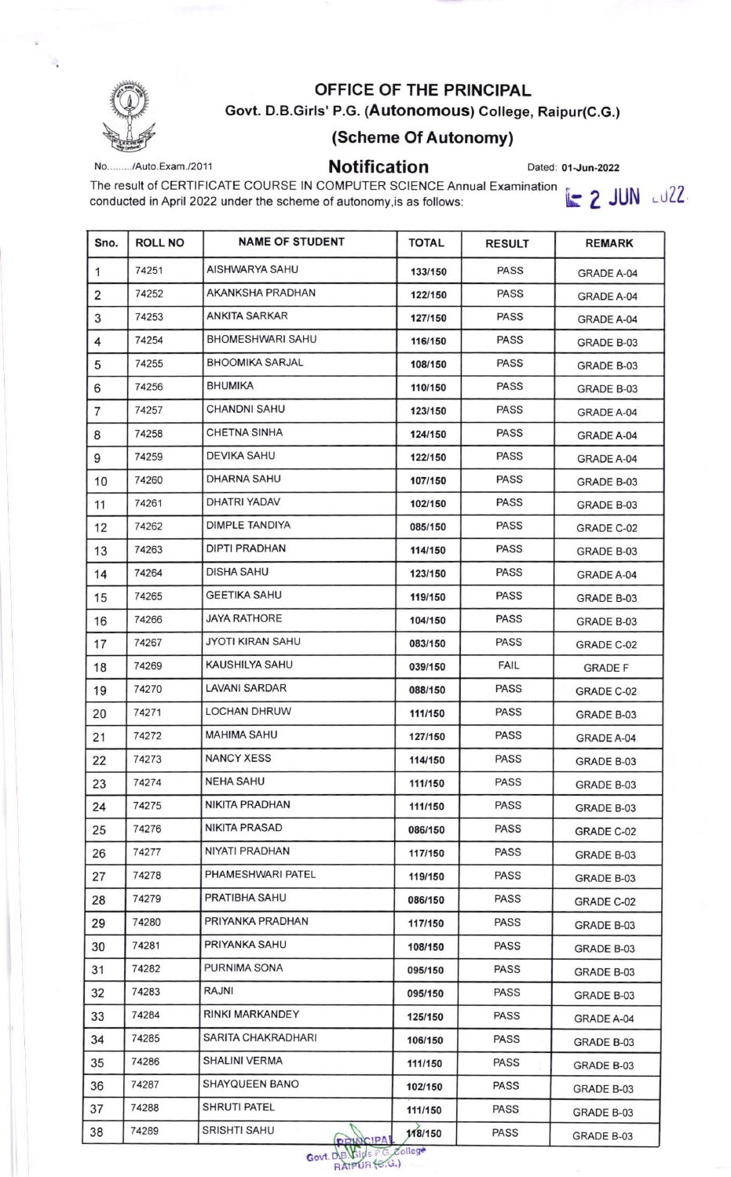# OFFICE OF THE PRINCIPAL

## Govt. D.B.Girls' P.G. (Autonomous) College, Raipur(C.G.)

### (Scheme Of Autonomy)

No........./Auto.Exam./2011

## Notification

Dated: 01-Jun-2022

2 JUN 2022

The result of CERTIFICATE COURSE IN COMPUTER SCIENCE Annual Examination conducted in April 2022 under the scheme of autonomy,is as follows:

| Sno. | ROLL NO | NAME OF STUDENT | TOTAL | RESULT | REMARK |
|---|---|---|---|---|---|
| 1 | 74251 | AISHWARYA SAHU | 133/150 | PASS | GRADE A-04 |
| 2 | 74252 | AKANKSHA PRADHAN | 122/150 | PASS | GRADE A-04 |
| 3 | 74253 | ANKITA SARKAR | 127/150 | PASS | GRADE A-04 |
| 4 | 74254 | BHOMESHWARI SAHU | 116/150 | PASS | GRADE B-03 |
| 5 | 74255 | BHOOMIKA SARJAL | 108/150 | PASS | GRADE B-03 |
| 6 | 74256 | BHUMIKA | 110/150 | PASS | GRADE B-03 |
| 7 | 74257 | CHANDNI SAHU | 123/150 | PASS | GRADE A-04 |
| 8 | 74258 | CHETNA SINHA | 124/150 | PASS | GRADE A-04 |
| 9 | 74259 | DEVIKA SAHU | 122/150 | PASS | GRADE A-04 |
| 10 | 74260 | DHARNA SAHU | 107/150 | PASS | GRADE B-03 |
| 11 | 74261 | DHATRI YADAV | 102/150 | PASS | GRADE B-03 |
| 12 | 74262 | DIMPLE TANDIYA | 085/150 | PASS | GRADE C-02 |
| 13 | 74263 | DIPTI PRADHAN | 114/150 | PASS | GRADE B-03 |
| 14 | 74264 | DISHA SAHU | 123/150 | PASS | GRADE A-04 |
| 15 | 74265 | GEETIKA SAHU | 119/150 | PASS | GRADE B-03 |
| 16 | 74266 | JAYA RATHORE | 104/150 | PASS | GRADE B-03 |
| 17 | 74267 | JYOTI KIRAN SAHU | 083/150 | PASS | GRADE C-02 |
| 18 | 74269 | KAUSHILYA SAHU | 039/150 | FAIL | GRADE F |
| 19 | 74270 | LAVANI SARDAR | 088/150 | PASS | GRADE C-02 |
| 20 | 74271 | LOCHAN DHRUW | 111/150 | PASS | GRADE B-03 |
| 21 | 74272 | MAHIMA SAHU | 127/150 | PASS | GRADE A-04 |
| 22 | 74273 | NANCY XESS | 114/150 | PASS | GRADE B-03 |
| 23 | 74274 | NEHA SAHU | 111/150 | PASS | GRADE B-03 |
| 24 | 74275 | NIKITA PRADHAN | 111/150 | PASS | GRADE B-03 |
| 25 | 74276 | NIKITA PRASAD | 086/150 | PASS | GRADE C-02 |
| 26 | 74277 | NIYATI PRADHAN | 117/150 | PASS | GRADE B-03 |
| 27 | 74278 | PHAMESHWARI PATEL | 119/150 | PASS | GRADE B-03 |
| 28 | 74279 | PRATIBHA SAHU | 086/150 | PASS | GRADE C-02 |
| 29 | 74280 | PRIYANKA PRADHAN | 117/150 | PASS | GRADE B-03 |
| 30 | 74281 | PRIYANKA SAHU | 108/150 | PASS | GRADE B-03 |
| 31 | 74282 | PURNIMA SONA | 095/150 | PASS | GRADE B-03 |
| 32 | 74283 | RAJNI | 095/150 | PASS | GRADE B-03 |
| 33 | 74284 | RINKI MARKANDEY | 125/150 | PASS | GRADE A-04 |
| 34 | 74285 | SARITA CHAKRADHARI | 106/150 | PASS | GRADE B-03 |
| 35 | 74286 | SHALINI VERMA | 111/150 | PASS | GRADE B-03 |
| 36 | 74287 | SHAYQUEEN BANO | 102/150 | PASS | GRADE B-03 |
| 37 | 74288 | SHRUTI PATEL | 111/150 | PASS | GRADE B-03 |
| 38 | 74289 | SRISHTI SAHU | 118/150 | PASS | GRADE B-03 |

PRINCIPAL
Govt. D.B. Girls P.G. College
RAIPUR (C.G.)